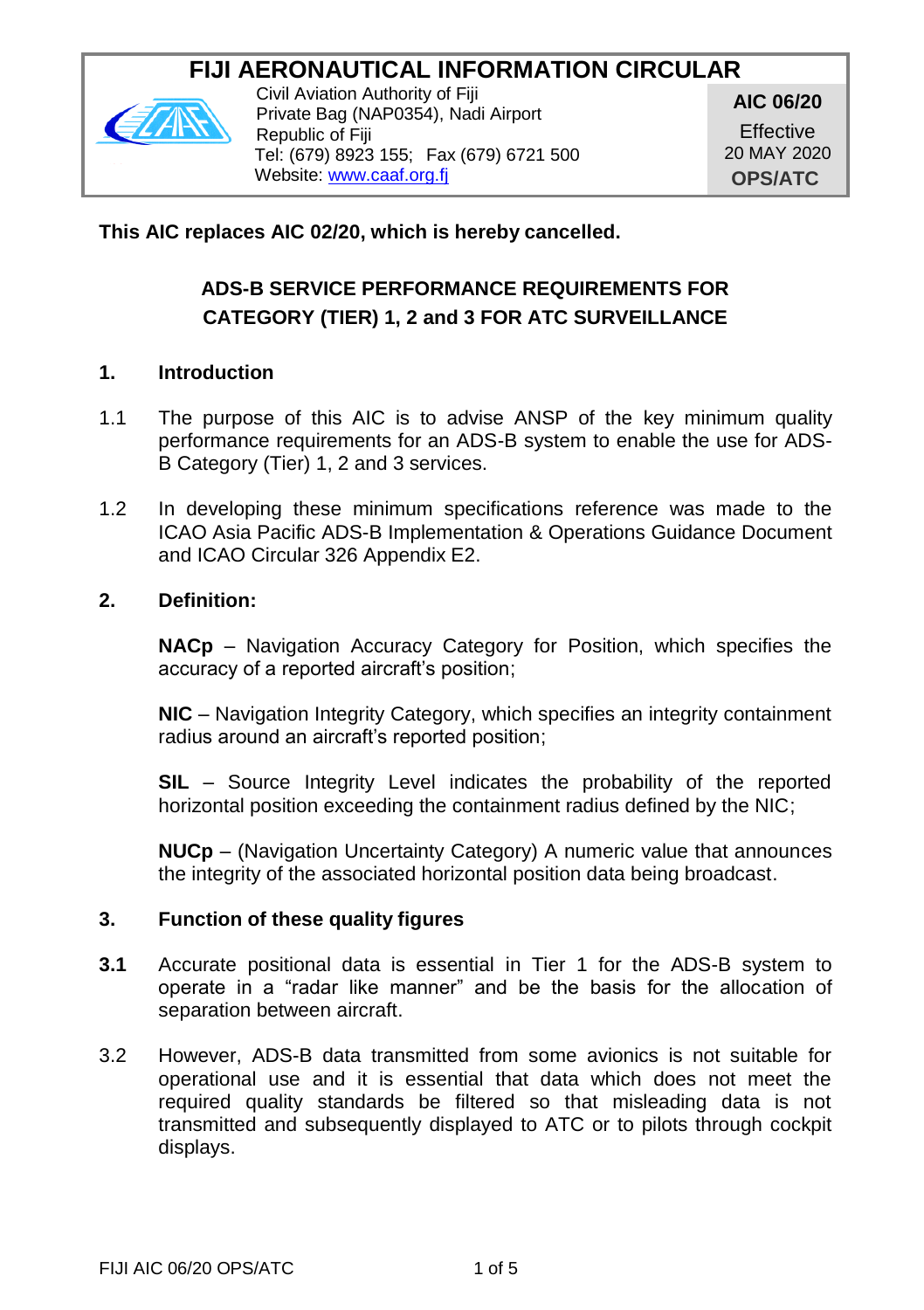# FIJI AERONAUTICAL INFORMATION CIRCULAR

Civil Aviation Authority of Fiji
Private Bag (NAP0354), Nadi Airport
Republic of Fiji
Tel: (679) 8923 155; Fax (679) 6721 500
Website: www.caaf.org.fj

**AIC 06/20**
Effective
20 MAY 2020
**OPS/ATC**

**This AIC replaces AIC 02/20, which is hereby cancelled.**

## ADS-B SERVICE PERFORMANCE REQUIREMENTS FOR CATEGORY (TIER) 1, 2 and 3 FOR ATC SURVEILLANCE

### 1. Introduction

1.1 The purpose of this AIC is to advise ANSP of the key minimum quality performance requirements for an ADS-B system to enable the use for ADS-B Category (Tier) 1, 2 and 3 services.

1.2 In developing these minimum specifications reference was made to the ICAO Asia Pacific ADS-B Implementation & Operations Guidance Document and ICAO Circular 326 Appendix E2.

### 2. Definition:

**NACp** – Navigation Accuracy Category for Position, which specifies the accuracy of a reported aircraft's position;

**NIC** – Navigation Integrity Category, which specifies an integrity containment radius around an aircraft's reported position;

**SIL** – Source Integrity Level indicates the probability of the reported horizontal position exceeding the containment radius defined by the NIC;

**NUCp** – (Navigation Uncertainty Category) A numeric value that announces the integrity of the associated horizontal position data being broadcast.

### 3. Function of these quality figures

**3.1** Accurate positional data is essential in Tier 1 for the ADS-B system to operate in a "radar like manner" and be the basis for the allocation of separation between aircraft.

3.2 However, ADS-B data transmitted from some avionics is not suitable for operational use and it is essential that data which does not meet the required quality standards be filtered so that misleading data is not transmitted and subsequently displayed to ATC or to pilots through cockpit displays.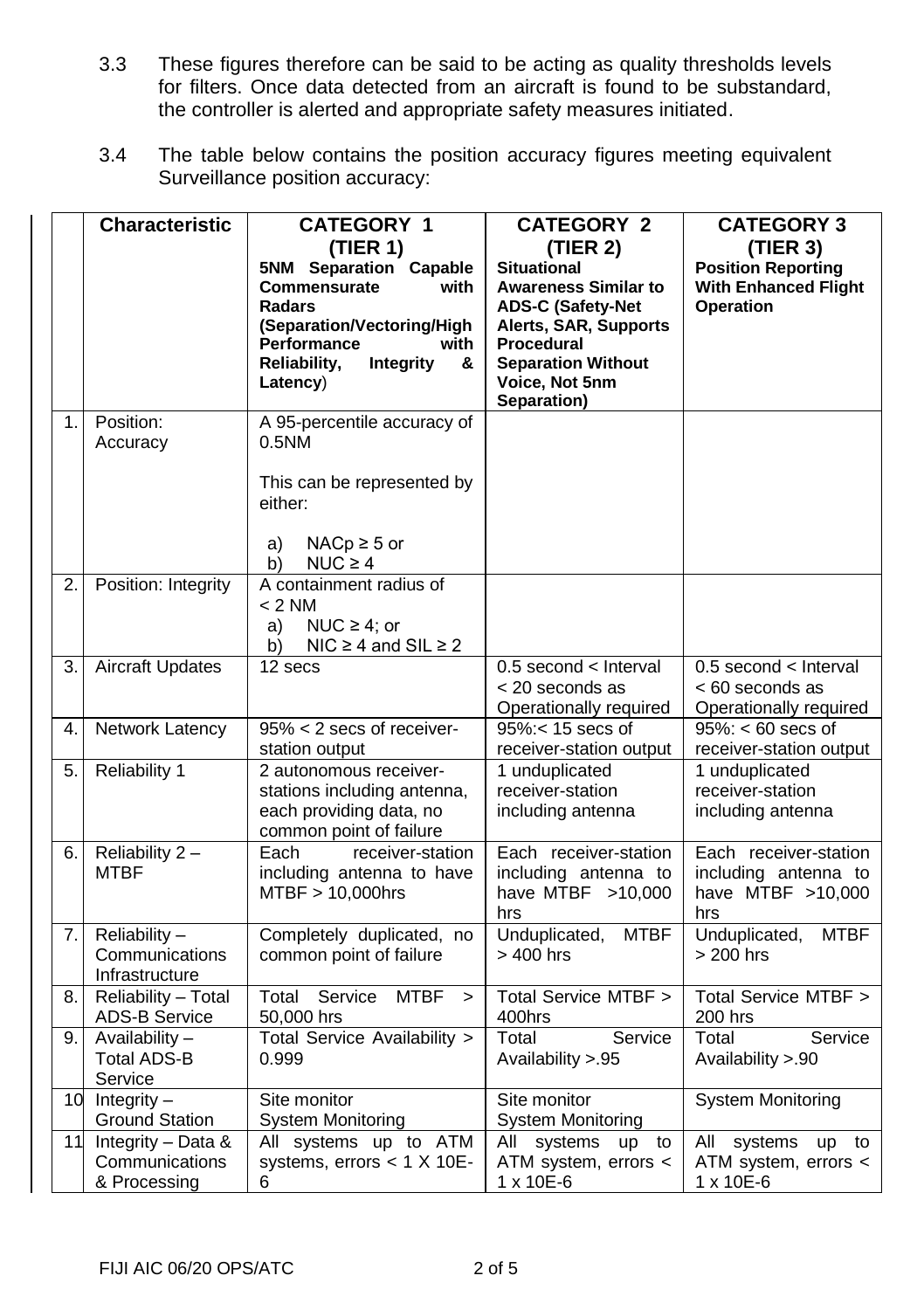3.3 These figures therefore can be said to be acting as quality thresholds levels for filters. Once data detected from an aircraft is found to be substandard, the controller is alerted and appropriate safety measures initiated.

3.4 The table below contains the position accuracy figures meeting equivalent Surveillance position accuracy:

| | Characteristic | CATEGORY 1 (TIER 1) 5NM Separation Capable Commensurate with Radars (Separation/Vectoring/High Performance with Reliability, Integrity & Latency) | CATEGORY 2 (TIER 2) Situational Awareness Similar to ADS-C (Safety-Net Alerts, SAR, Supports Procedural Separation Without Voice, Not 5nm Separation) | CATEGORY 3 (TIER 3) Position Reporting With Enhanced Flight Operation |
|---|---|---|---|---|
| 1. | Position: Accuracy | A 95-percentile accuracy of 0.5NM<br><br>This can be represented by either:<br><br>a) NACp ≥ 5 or<br>b) NUC ≥ 4 | | |
| 2. | Position: Integrity | A containment radius of < 2 NM<br>a) NUC ≥ 4; or<br>b) NIC ≥ 4 and SIL ≥ 2 | | |
| 3. | Aircraft Updates | 12 secs | 0.5 second < Interval < 20 seconds as Operationally required | 0.5 second < Interval < 60 seconds as Operationally required |
| 4. | Network Latency | 95% < 2 secs of receiver-station output | 95%:< 15 secs of receiver-station output | 95%: < 60 secs of receiver-station output |
| 5. | Reliability 1 | 2 autonomous receiver-stations including antenna, each providing data, no common point of failure | 1 unduplicated receiver-station including antenna | 1 unduplicated receiver-station including antenna |
| 6. | Reliability 2 – MTBF | Each receiver-station including antenna to have MTBF > 10,000hrs | Each receiver-station including antenna to have MTBF >10,000 hrs | Each receiver-station including antenna to have MTBF >10,000 hrs |
| 7. | Reliability – Communications Infrastructure | Completely duplicated, no common point of failure | Unduplicated, MTBF > 400 hrs | Unduplicated, MTBF > 200 hrs |
| 8. | Reliability – Total ADS-B Service | Total Service MTBF > 50,000 hrs | Total Service MTBF > 400hrs | Total Service MTBF > 200 hrs |
| 9. | Availability – Total ADS-B Service | Total Service Availability > 0.999 | Total Service Availability >.95 | Total Service Availability >.90 |
| 10 | Integrity – Ground Station | Site monitor System Monitoring | Site monitor System Monitoring | System Monitoring |
| 11 | Integrity – Data & Communications & Processing | All systems up to ATM systems, errors < 1 X 10E-6 | All systems up to ATM system, errors < 1 x 10E-6 | All systems up to ATM system, errors < 1 x 10E-6 |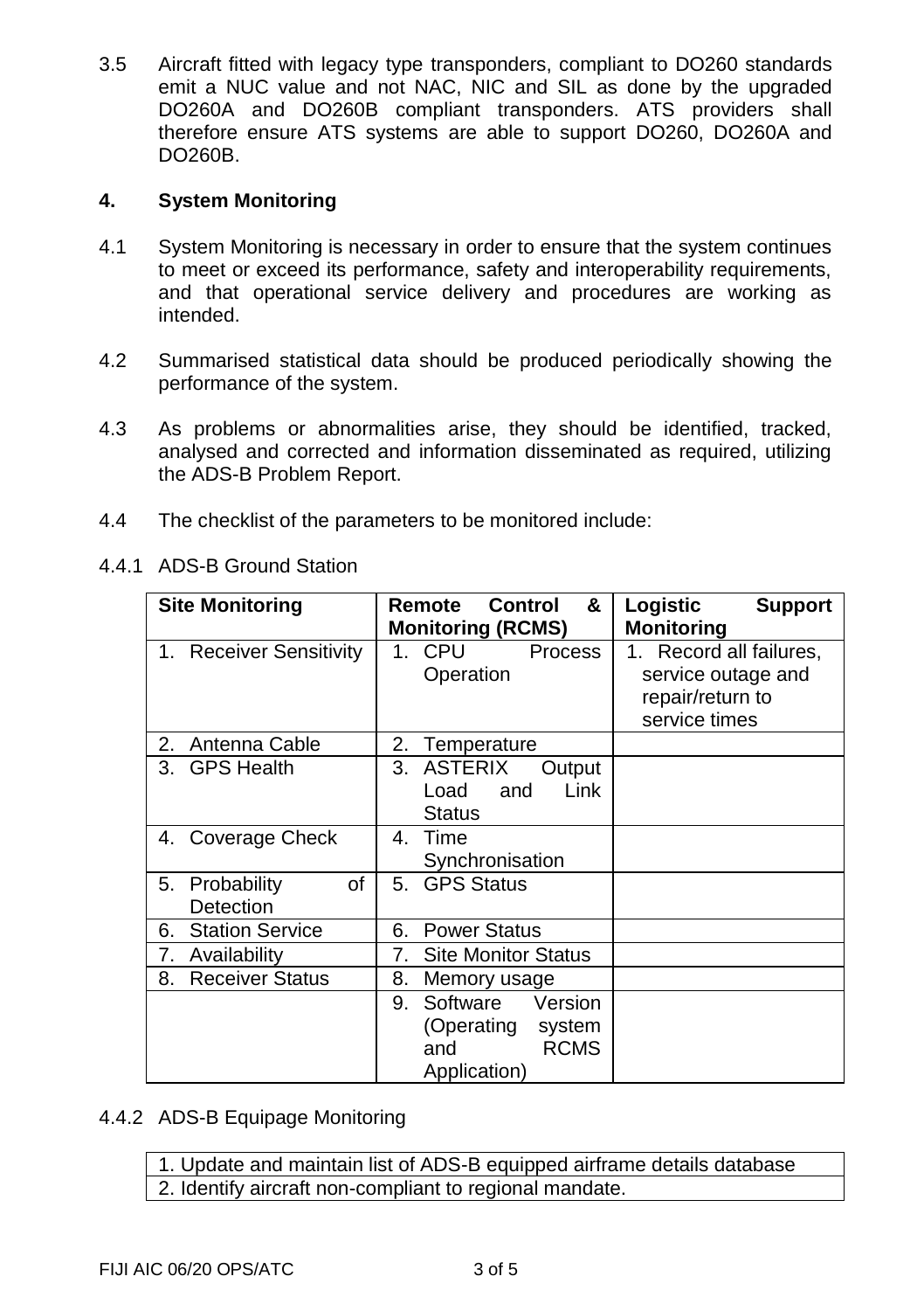3.5 Aircraft fitted with legacy type transponders, compliant to DO260 standards emit a NUC value and not NAC, NIC and SIL as done by the upgraded DO260A and DO260B compliant transponders. ATS providers shall therefore ensure ATS systems are able to support DO260, DO260A and DO260B.

## 4. System Monitoring

4.1 System Monitoring is necessary in order to ensure that the system continues to meet or exceed its performance, safety and interoperability requirements, and that operational service delivery and procedures are working as intended.

4.2 Summarised statistical data should be produced periodically showing the performance of the system.

4.3 As problems or abnormalities arise, they should be identified, tracked, analysed and corrected and information disseminated as required, utilizing the ADS-B Problem Report.

4.4 The checklist of the parameters to be monitored include:

4.4.1 ADS-B Ground Station

| **Site Monitoring** | **Remote Control & Monitoring (RCMS)** | **Logistic Support Monitoring** |
|---|---|---|
| 1. Receiver Sensitivity | 1. CPU Process Operation | 1. Record all failures, service outage and repair/return to service times |
| 2. Antenna Cable | 2. Temperature | |
| 3. GPS Health | 3. ASTERIX Output Load and Link Status | |
| 4. Coverage Check | 4. Time Synchronisation | |
| 5. Probability of Detection | 5. GPS Status | |
| 6. Station Service | 6. Power Status | |
| 7. Availability | 7. Site Monitor Status | |
| 8. Receiver Status | 8. Memory usage | |
| | 9. Software Version (Operating system and RCMS Application) | |

4.4.2 ADS-B Equipage Monitoring

| |
|---|
| 1. Update and maintain list of ADS-B equipped airframe details database |
| 2. Identify aircraft non-compliant to regional mandate. |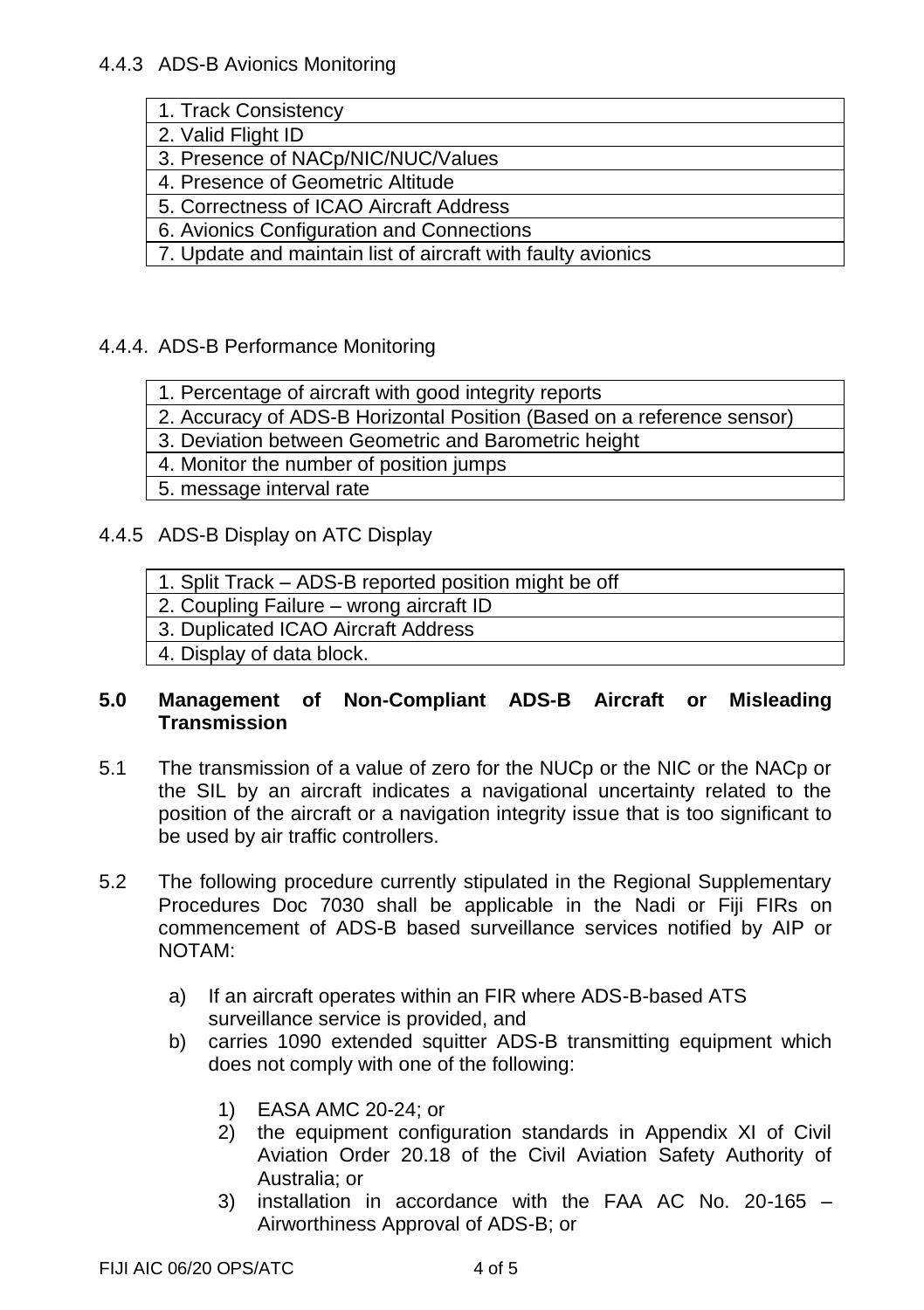#### 4.4.3 ADS-B Avionics Monitoring

| 1. Track Consistency |
|---|
| 2. Valid Flight ID |
| 3. Presence of NACp/NIC/NUC/Values |
| 4. Presence of Geometric Altitude |
| 5. Correctness of ICAO Aircraft Address |
| 6. Avionics Configuration and Connections |
| 7. Update and maintain list of aircraft with faulty avionics |

#### 4.4.4. ADS-B Performance Monitoring

| 1. Percentage of aircraft with good integrity reports |
|---|
| 2. Accuracy of ADS-B Horizontal Position (Based on a reference sensor) |
| 3. Deviation between Geometric and Barometric height |
| 4. Monitor the number of position jumps |
| 5. message interval rate |

#### 4.4.5 ADS-B Display on ATC Display

| 1. Split Track – ADS-B reported position might be off |
|---|
| 2. Coupling Failure – wrong aircraft ID |
| 3. Duplicated ICAO Aircraft Address |
| 4. Display of data block. |

## 5.0 Management of Non-Compliant ADS-B Aircraft or Misleading Transmission

5.1 The transmission of a value of zero for the NUCp or the NIC or the NACp or the SIL by an aircraft indicates a navigational uncertainty related to the position of the aircraft or a navigation integrity issue that is too significant to be used by air traffic controllers.

5.2 The following procedure currently stipulated in the Regional Supplementary Procedures Doc 7030 shall be applicable in the Nadi or Fiji FIRs on commencement of ADS-B based surveillance services notified by AIP or NOTAM:

a) If an aircraft operates within an FIR where ADS-B-based ATS surveillance service is provided, and

b) carries 1090 extended squitter ADS-B transmitting equipment which does not comply with one of the following:

1) EASA AMC 20-24; or
2) the equipment configuration standards in Appendix XI of Civil Aviation Order 20.18 of the Civil Aviation Safety Authority of Australia; or
3) installation in accordance with the FAA AC No. 20-165 – Airworthiness Approval of ADS-B; or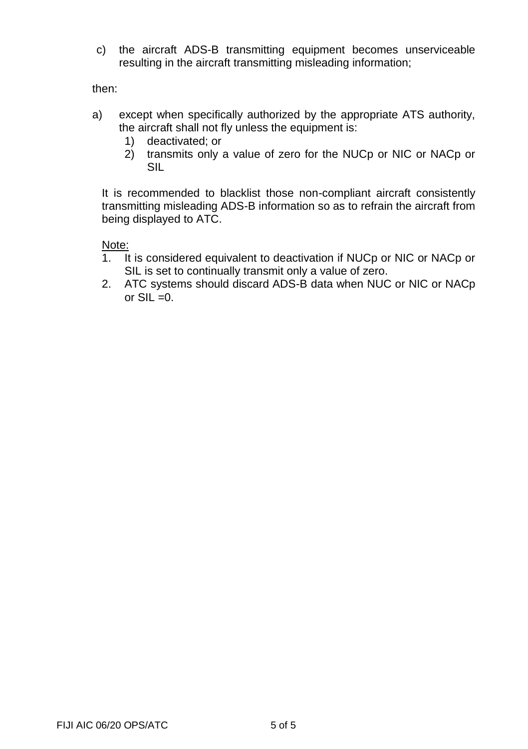c) the aircraft ADS-B transmitting equipment becomes unserviceable resulting in the aircraft transmitting misleading information;

then:

a) except when specifically authorized by the appropriate ATS authority, the aircraft shall not fly unless the equipment is:
   1) deactivated; or
   2) transmits only a value of zero for the NUCp or NIC or NACp or SIL

It is recommended to blacklist those non-compliant aircraft consistently transmitting misleading ADS-B information so as to refrain the aircraft from being displayed to ATC.

<u>Note:</u>

1. It is considered equivalent to deactivation if NUCp or NIC or NACp or SIL is set to continually transmit only a value of zero.
2. ATC systems should discard ADS-B data when NUC or NIC or NACp or SIL =0.